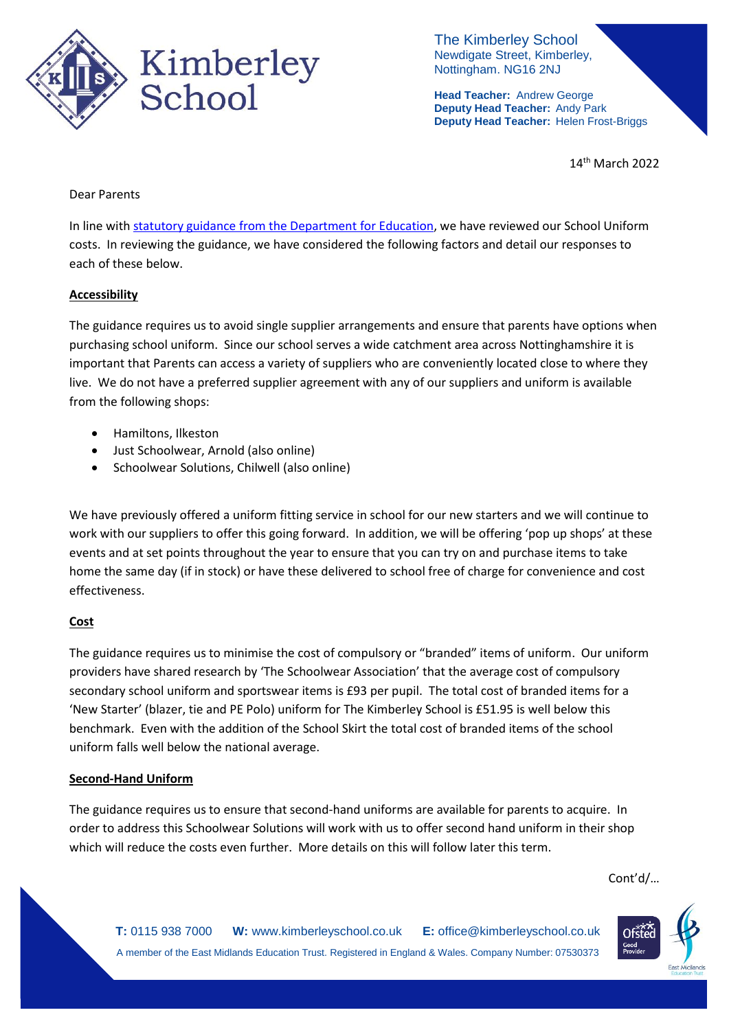Kimberley School

The Kimberley School
Newdigate Street, Kimberley,
Nottingham. NG16 2NJ

**Head Teacher:** Andrew George
**Deputy Head Teacher:** Andy Park
**Deputy Head Teacher:** Helen Frost-Briggs

14th March 2022

Dear Parents

In line with statutory guidance from the Department for Education, we have reviewed our School Uniform costs. In reviewing the guidance, we have considered the following factors and detail our responses to each of these below.

**Accessibility**

The guidance requires us to avoid single supplier arrangements and ensure that parents have options when purchasing school uniform. Since our school serves a wide catchment area across Nottinghamshire it is important that Parents can access a variety of suppliers who are conveniently located close to where they live. We do not have a preferred supplier agreement with any of our suppliers and uniform is available from the following shops:

- Hamiltons, Ilkeston
- Just Schoolwear, Arnold (also online)
- Schoolwear Solutions, Chilwell (also online)

We have previously offered a uniform fitting service in school for our new starters and we will continue to work with our suppliers to offer this going forward. In addition, we will be offering 'pop up shops' at these events and at set points throughout the year to ensure that you can try on and purchase items to take home the same day (if in stock) or have these delivered to school free of charge for convenience and cost effectiveness.

**Cost**

The guidance requires us to minimise the cost of compulsory or "branded" items of uniform. Our uniform providers have shared research by 'The Schoolwear Association' that the average cost of compulsory secondary school uniform and sportswear items is £93 per pupil. The total cost of branded items for a 'New Starter' (blazer, tie and PE Polo) uniform for The Kimberley School is £51.95 is well below this benchmark. Even with the addition of the School Skirt the total cost of branded items of the school uniform falls well below the national average.

**Second-Hand Uniform**

The guidance requires us to ensure that second-hand uniforms are available for parents to acquire. In order to address this Schoolwear Solutions will work with us to offer second hand uniform in their shop which will reduce the costs even further. More details on this will follow later this term.

Cont'd/…

**T:** 0115 938 7000 **W:** www.kimberleyschool.co.uk **E:** office@kimberleyschool.co.uk
A member of the East Midlands Education Trust. Registered in England & Wales. Company Number: 07530373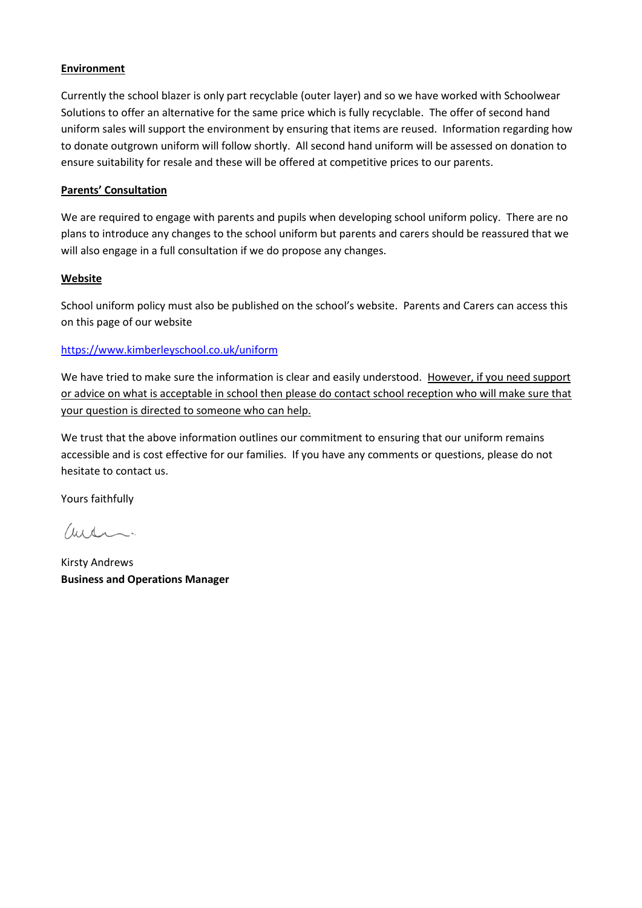**Environment**

Currently the school blazer is only part recyclable (outer layer) and so we have worked with Schoolwear Solutions to offer an alternative for the same price which is fully recyclable. The offer of second hand uniform sales will support the environment by ensuring that items are reused. Information regarding how to donate outgrown uniform will follow shortly. All second hand uniform will be assessed on donation to ensure suitability for resale and these will be offered at competitive prices to our parents.

**Parents' Consultation**

We are required to engage with parents and pupils when developing school uniform policy. There are no plans to introduce any changes to the school uniform but parents and carers should be reassured that we will also engage in a full consultation if we do propose any changes.

**Website**

School uniform policy must also be published on the school's website. Parents and Carers can access this on this page of our website

https://www.kimberleyschool.co.uk/uniform

We have tried to make sure the information is clear and easily understood. However, if you need support or advice on what is acceptable in school then please do contact school reception who will make sure that your question is directed to someone who can help.

We trust that the above information outlines our commitment to ensuring that our uniform remains accessible and is cost effective for our families. If you have any comments or questions, please do not hesitate to contact us.

Yours faithfully

Kirsty Andrews
**Business and Operations Manager**